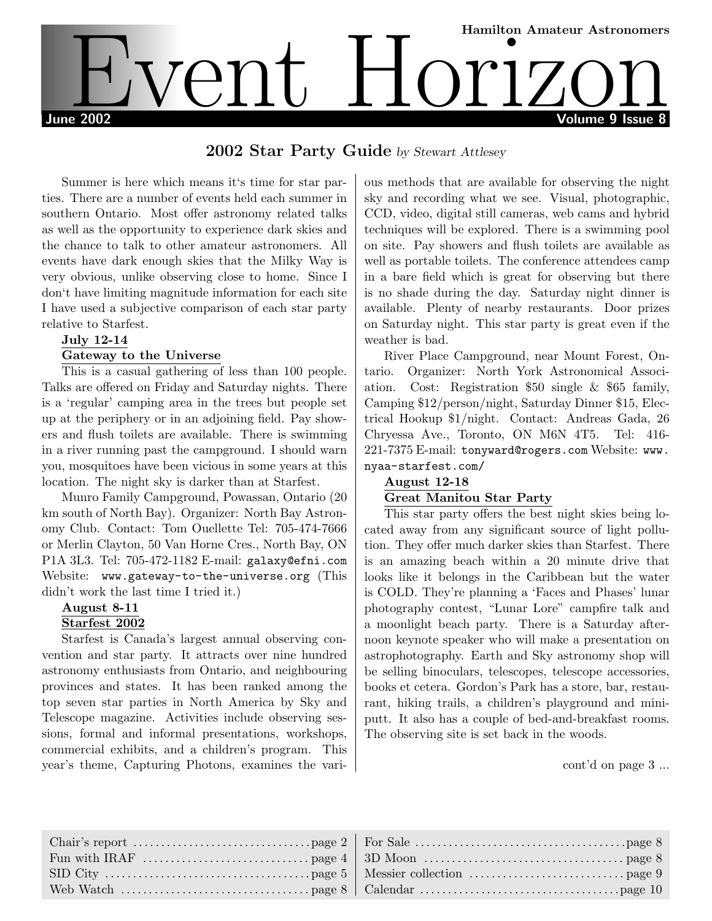Hamilton Amateur Astronomers

# Event Horizon

June 2002 — Volume 9 Issue 8

## 2002 Star Party Guide *by Stewart Attlesey*

Summer is here which means it's time for star parties. There are a number of events held each summer in southern Ontario. Most offer astronomy related talks as well as the opportunity to experience dark skies and the chance to talk to other amateur astronomers. All events have dark enough skies that the Milky Way is very obvious, unlike observing close to home. Since I don't have limiting magnitude information for each site I have used a subjective comparison of each star party relative to Starfest.

### July 12-14
### Gateway to the Universe

This is a casual gathering of less than 100 people. Talks are offered on Friday and Saturday nights. There is a 'regular' camping area in the trees but people set up at the periphery or in an adjoining field. Pay showers and flush toilets are available. There is swimming in a river running past the campground. I should warn you, mosquitoes have been vicious in some years at this location. The night sky is darker than at Starfest.

Munro Family Campground, Powassan, Ontario (20 km south of North Bay). Organizer: North Bay Astronomy Club. Contact: Tom Ouellette Tel: 705-474-7666 or Merlin Clayton, 50 Van Horne Cres., North Bay, ON P1A 3L3. Tel: 705-472-1182 E-mail: `galaxy@efni.com` Website: `www.gateway-to-the-universe.org` (This didn't work the last time I tried it.)

### August 8-11
### Starfest 2002

Starfest is Canada's largest annual observing convention and star party. It attracts over nine hundred astronomy enthusiasts from Ontario, and neighbouring provinces and states. It has been ranked among the top seven star parties in North America by Sky and Telescope magazine. Activities include observing sessions, formal and informal presentations, workshops, commercial exhibits, and a children's program. This year's theme, Capturing Photons, examines the various methods that are available for observing the night sky and recording what we see. Visual, photographic, CCD, video, digital still cameras, web cams and hybrid techniques will be explored. There is a swimming pool on site. Pay showers and flush toilets are available as well as portable toilets. The conference attendees camp in a bare field which is great for observing but there is no shade during the day. Saturday night dinner is available. Plenty of nearby restaurants. Door prizes on Saturday night. This star party is great even if the weather is bad.

River Place Campground, near Mount Forest, Ontario. Organizer: North York Astronomical Association. Cost: Registration $50 single & $65 family, Camping $12/person/night, Saturday Dinner $15, Electrical Hookup $1/night. Contact: Andreas Gada, 26 Chryessa Ave., Toronto, ON M6N 4T5. Tel: 416-221-7375 E-mail: `tonyward@rogers.com` Website: `www.nyaa-starfest.com/`

### August 12-18
### Great Manitou Star Party

This star party offers the best night skies being located away from any significant source of light pollution. They offer much darker skies than Starfest. There is an amazing beach within a 20 minute drive that looks like it belongs in the Caribbean but the water is COLD. They're planning a 'Faces and Phases' lunar photography contest, "Lunar Lore" campfire talk and a moonlight beach party. There is a Saturday afternoon keynote speaker who will make a presentation on astrophotography. Earth and Sky astronomy shop will be selling binoculars, telescopes, telescope accessories, books et cetera. Gordon's Park has a store, bar, restaurant, hiking trails, a children's playground and mini-putt. It also has a couple of bed-and-breakfast rooms. The observing site is set back in the woods.

cont'd on page 3 ...

| | |
|---|---|
| Chair's report ... page 2 | For Sale ... page 8 |
| Fun with IRAF ... page 4 | 3D Moon ... page 8 |
| SID City ... page 5 | Messier collection ... page 9 |
| Web Watch ... page 8 | Calendar ... page 10 |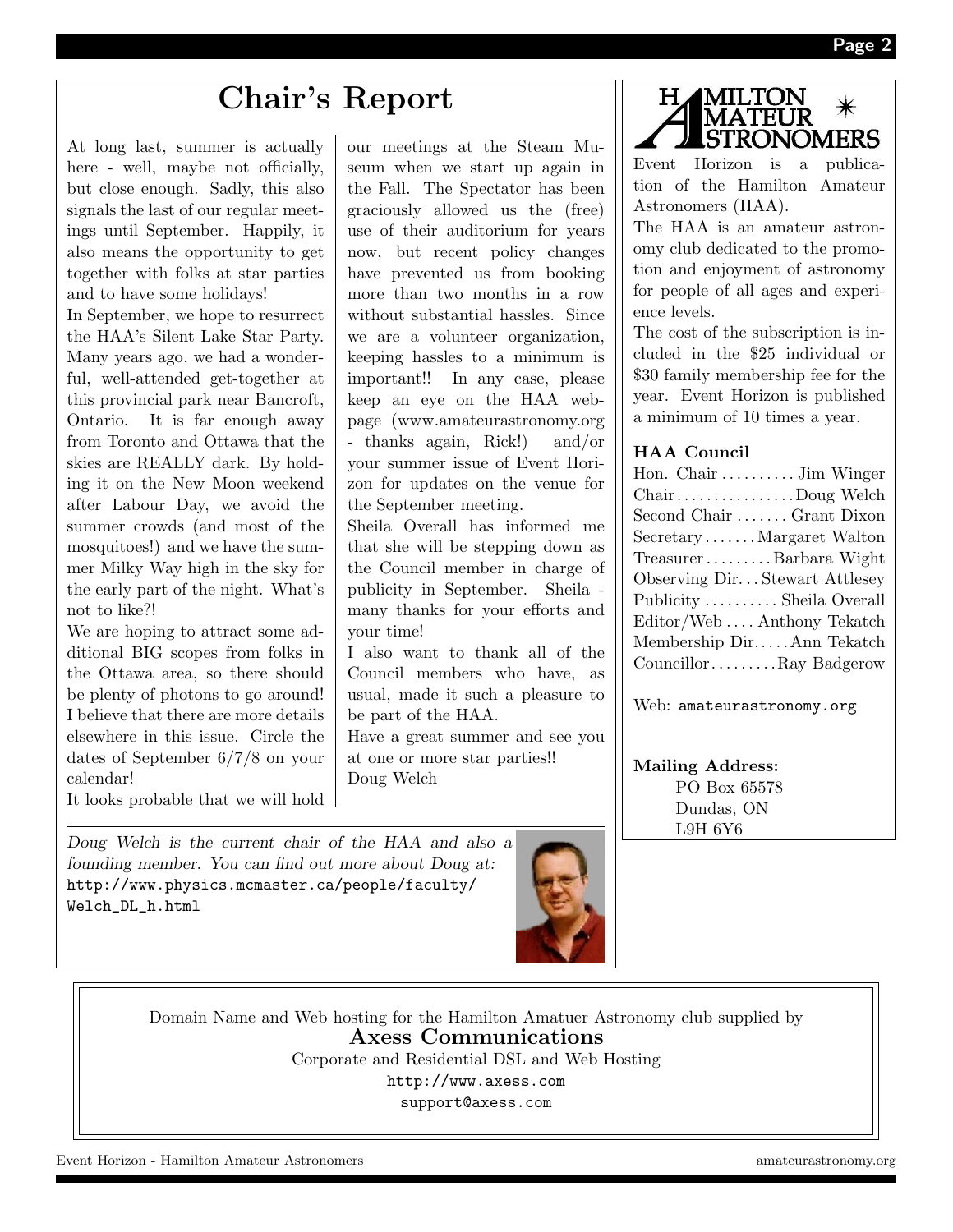# Chair's Report

At long last, summer is actually here - well, maybe not officially, but close enough. Sadly, this also signals the last of our regular meetings until September. Happily, it also means the opportunity to get together with folks at star parties and to have some holidays!

In September, we hope to resurrect the HAA's Silent Lake Star Party. Many years ago, we had a wonderful, well-attended get-together at this provincial park near Bancroft, Ontario. It is far enough away from Toronto and Ottawa that the skies are REALLY dark. By holding it on the New Moon weekend after Labour Day, we avoid the summer crowds (and most of the mosquitoes!) and we have the summer Milky Way high in the sky for the early part of the night. What's not to like?!

We are hoping to attract some additional BIG scopes from folks in the Ottawa area, so there should be plenty of photons to go around! I believe that there are more details elsewhere in this issue. Circle the dates of September 6/7/8 on your calendar!

It looks probable that we will hold our meetings at the Steam Museum when we start up again in the Fall. The Spectator has been graciously allowed us the (free) use of their auditorium for years now, but recent policy changes have prevented us from booking more than two months in a row without substantial hassles. Since we are a volunteer organization, keeping hassles to a minimum is important!! In any case, please keep an eye on the HAA webpage (www.amateurastronomy.org - thanks again, Rick!) and/or your summer issue of Event Horizon for updates on the venue for the September meeting.

Sheila Overall has informed me that she will be stepping down as the Council member in charge of publicity in September. Sheila - many thanks for your efforts and your time!

I also want to thank all of the Council members who have, as usual, made it such a pleasure to be part of the HAA.

Have a great summer and see you at one or more star parties!!

Doug Welch

*Doug Welch is the current chair of the HAA and also a founding member. You can find out more about Doug at:* `http://www.physics.mcmaster.ca/people/faculty/Welch_DL_h.html`

---

**Hamilton Amateur Astronomers**

Event Horizon is a publication of the Hamilton Amateur Astronomers (HAA).

The HAA is an amateur astronomy club dedicated to the promotion and enjoyment of astronomy for people of all ages and experience levels.

The cost of the subscription is included in the $25 individual or $30 family membership fee for the year. Event Horizon is published a minimum of 10 times a year.

**HAA Council**

- Hon. Chair .......... Jim Winger
- Chair .......... Doug Welch
- Second Chair .......... Grant Dixon
- Secretary .......... Margaret Walton
- Treasurer .......... Barbara Wight
- Observing Dir. .......... Stewart Attlesey
- Publicity .......... Sheila Overall
- Editor/Web .......... Anthony Tekatch
- Membership Dir. .......... Ann Tekatch
- Councillor .......... Ray Badgerow

Web: `amateurastronomy.org`

**Mailing Address:**
PO Box 65578
Dundas, ON
L9H 6Y6

---

Domain Name and Web hosting for the Hamilton Amatuer Astronomy club supplied by

**Axess Communications**

Corporate and Residential DSL and Web Hosting

`http://www.axess.com`

`support@axess.com`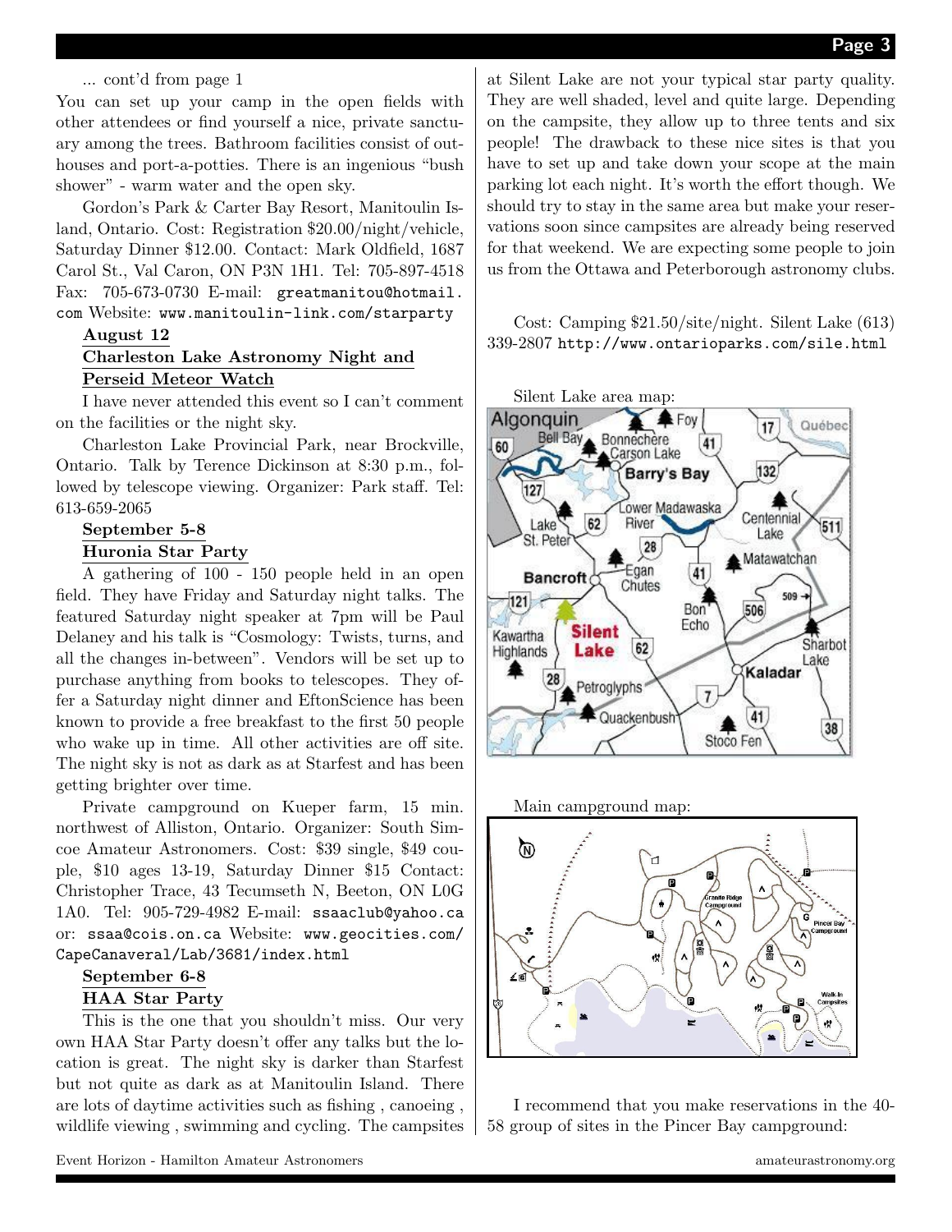... cont'd from page 1

You can set up your camp in the open fields with other attendees or find yourself a nice, private sanctuary among the trees. Bathroom facilities consist of outhouses and port-a-potties. There is an ingenious "bush shower" - warm water and the open sky.

Gordon's Park & Carter Bay Resort, Manitoulin Island, Ontario. Cost: Registration $20.00/night/vehicle, Saturday Dinner $12.00. Contact: Mark Oldfield, 1687 Carol St., Val Caron, ON P3N 1H1. Tel: 705-897-4518 Fax: 705-673-0730 E-mail: greatmanitou@hotmail.com Website: www.manitoulin-link.com/starparty

**August 12**

**Charleston Lake Astronomy Night and Perseid Meteor Watch**

I have never attended this event so I can't comment on the facilities or the night sky.

Charleston Lake Provincial Park, near Brockville, Ontario. Talk by Terence Dickinson at 8:30 p.m., followed by telescope viewing. Organizer: Park staff. Tel: 613-659-2065

**September 5-8**

**Huronia Star Party**

A gathering of 100 - 150 people held in an open field. They have Friday and Saturday night talks. The featured Saturday night speaker at 7pm will be Paul Delaney and his talk is "Cosmology: Twists, turns, and all the changes in-between". Vendors will be set up to purchase anything from books to telescopes. They offer a Saturday night dinner and EftonScience has been known to provide a free breakfast to the first 50 people who wake up in time. All other activities are off site. The night sky is not as dark as at Starfest and has been getting brighter over time.

Private campground on Kueper farm, 15 min. northwest of Alliston, Ontario. Organizer: South Simcoe Amateur Astronomers. Cost: $39 single, $49 couple, $10 ages 13-19, Saturday Dinner $15 Contact: Christopher Trace, 43 Tecumseth N, Beeton, ON L0G 1A0. Tel: 905-729-4982 E-mail: ssaaclub@yahoo.ca or: ssaa@cois.on.ca Website: www.geocities.com/CapeCanaveral/Lab/3681/index.html

**September 6-8**

**HAA Star Party**

This is the one that you shouldn't miss. Our very own HAA Star Party doesn't offer any talks but the location is great. The night sky is darker than Starfest but not quite as dark as at Manitoulin Island. There are lots of daytime activities such as fishing , canoeing , wildlife viewing , swimming and cycling. The campsites at Silent Lake are not your typical star party quality. They are well shaded, level and quite large. Depending on the campsite, they allow up to three tents and six people! The drawback to these nice sites is that you have to set up and take down your scope at the main parking lot each night. It's worth the effort though. We should try to stay in the same area but make your reservations soon since campsites are already being reserved for that weekend. We are expecting some people to join us from the Ottawa and Peterborough astronomy clubs.

Cost: Camping $21.50/site/night. Silent Lake (613) 339-2807 http://www.ontarioparks.com/sile.html

Silent Lake area map:

Main campground map:

I recommend that you make reservations in the 40-58 group of sites in the Pincer Bay campground: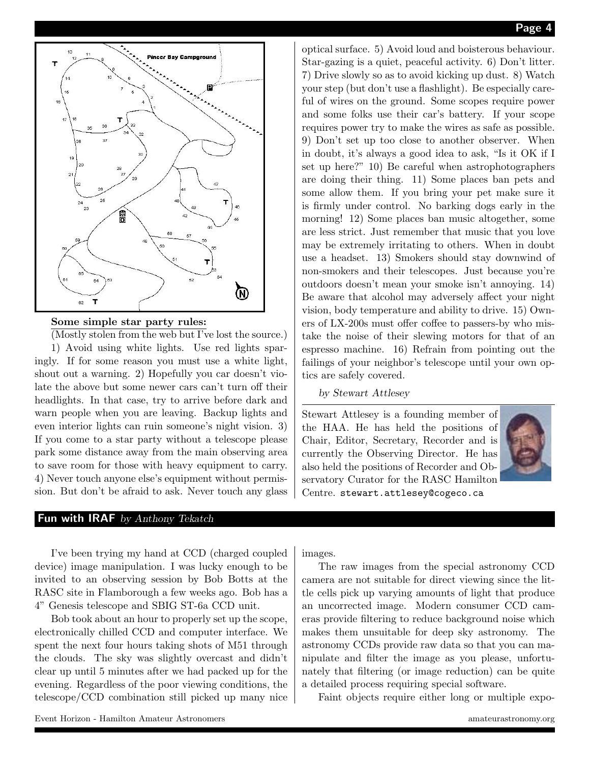**Some simple star party rules:**

(Mostly stolen from the web but I've lost the source.)

1) Avoid using white lights. Use red lights sparingly. If for some reason you must use a white light, shout out a warning. 2) Hopefully you car doesn't violate the above but some newer cars can't turn off their headlights. In that case, try to arrive before dark and warn people when you are leaving. Backup lights and even interior lights can ruin someone's night vision. 3) If you come to a star party without a telescope please park some distance away from the main observing area to save room for those with heavy equipment to carry. 4) Never touch anyone else's equipment without permission. But don't be afraid to ask. Never touch any glass optical surface. 5) Avoid loud and boisterous behaviour. Star-gazing is a quiet, peaceful activity. 6) Don't litter. 7) Drive slowly so as to avoid kicking up dust. 8) Watch your step (but don't use a flashlight). Be especially careful of wires on the ground. Some scopes require power and some folks use their car's battery. If your scope requires power try to make the wires as safe as possible. 9) Don't set up too close to another observer. When in doubt, it's always a good idea to ask, "Is it OK if I set up here?" 10) Be careful when astrophotographers are doing their thing. 11) Some places ban pets and some allow them. If you bring your pet make sure it is firmly under control. No barking dogs early in the morning! 12) Some places ban music altogether, some are less strict. Just remember that music that you love may be extremely irritating to others. When in doubt use a headset. 13) Smokers should stay downwind of non-smokers and their telescopes. Just because you're outdoors doesn't mean your smoke isn't annoying. 14) Be aware that alcohol may adversely affect your night vision, body temperature and ability to drive. 15) Owners of LX-200s must offer coffee to passers-by who mistake the noise of their slewing motors for that of an espresso machine. 16) Refrain from pointing out the failings of your neighbor's telescope until your own optics are safely covered.

*by Stewart Attlesey*

Stewart Attlesey is a founding member of the HAA. He has held the positions of Chair, Editor, Secretary, Recorder and is currently the Observing Director. He has also held the positions of Recorder and Observatory Curator for the RASC Hamilton Centre. stewart.attlesey@cogeco.ca

## Fun with IRAF *by Anthony Tekatch*

I've been trying my hand at CCD (charged coupled device) image manipulation. I was lucky enough to be invited to an observing session by Bob Botts at the RASC site in Flamborough a few weeks ago. Bob has a 4" Genesis telescope and SBIG ST-6a CCD unit.

Bob took about an hour to properly set up the scope, electronically chilled CCD and computer interface. We spent the next four hours taking shots of M51 through the clouds. The sky was slightly overcast and didn't clear up until 5 minutes after we had packed up for the evening. Regardless of the poor viewing conditions, the telescope/CCD combination still picked up many nice images.

The raw images from the special astronomy CCD camera are not suitable for direct viewing since the little cells pick up varying amounts of light that produce an uncorrected image. Modern consumer CCD cameras provide filtering to reduce background noise which makes them unsuitable for deep sky astronomy. The astronomy CCDs provide raw data so that you can manipulate and filter the image as you please, unfortunately that filtering (or image reduction) can be quite a detailed process requiring special software.

Faint objects require either long or multiple expo-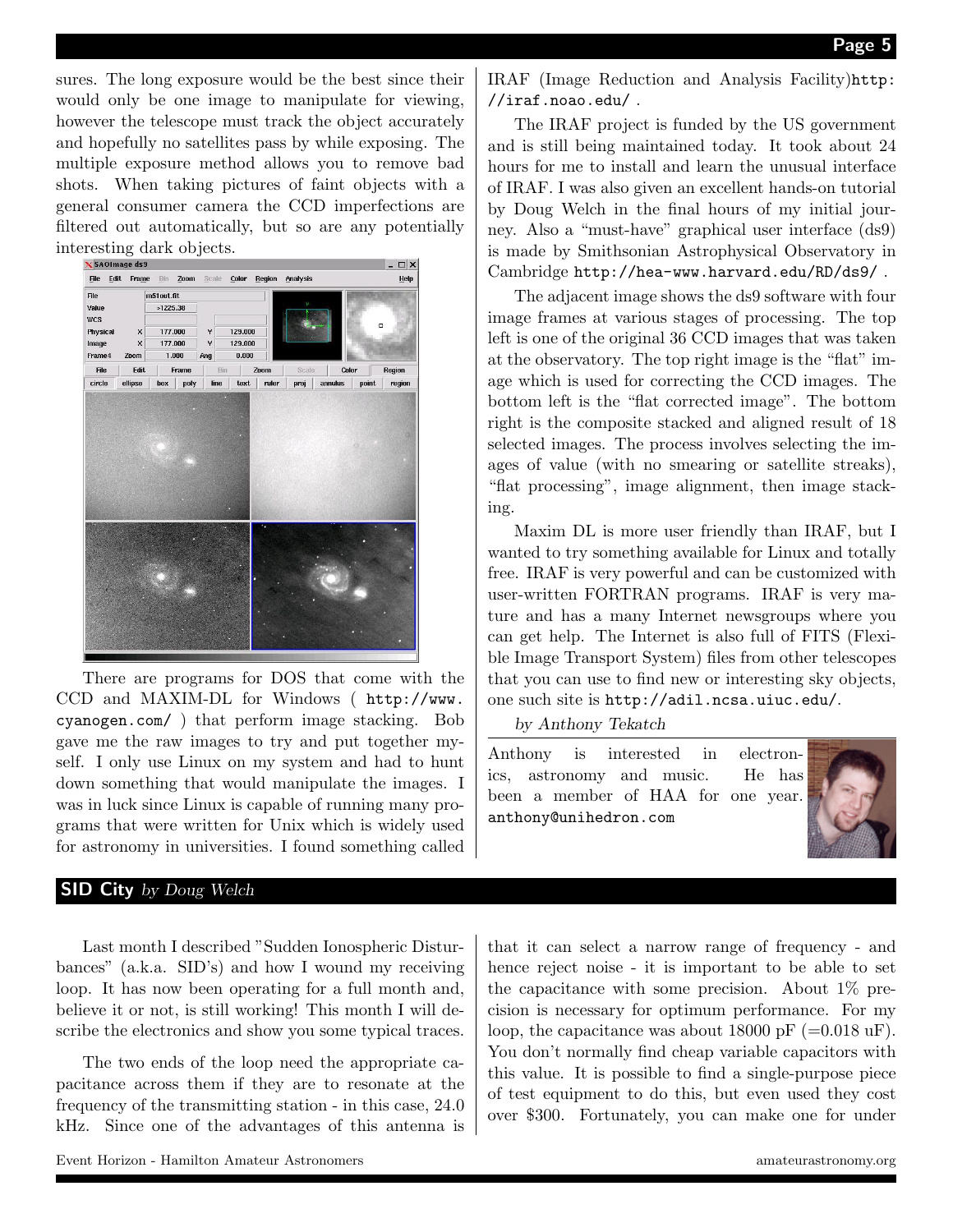sures. The long exposure would be the best since their would only be one image to manipulate for viewing, however the telescope must track the object accurately and hopefully no satellites pass by while exposing. The multiple exposure method allows you to remove bad shots. When taking pictures of faint objects with a general consumer camera the CCD imperfections are filtered out automatically, but so are any potentially interesting dark objects.

There are programs for DOS that come with the CCD and MAXIM-DL for Windows ( http://www.cyanogen.com/ ) that perform image stacking. Bob gave me the raw images to try and put together myself. I only use Linux on my system and had to hunt down something that would manipulate the images. I was in luck since Linux is capable of running many programs that were written for Unix which is widely used for astronomy in universities. I found something called IRAF (Image Reduction and Analysis Facility)http://iraf.noao.edu/ .

The IRAF project is funded by the US government and is still being maintained today. It took about 24 hours for me to install and learn the unusual interface of IRAF. I was also given an excellent hands-on tutorial by Doug Welch in the final hours of my initial journey. Also a "must-have" graphical user interface (ds9) is made by Smithsonian Astrophysical Observatory in Cambridge http://hea-www.harvard.edu/RD/ds9/ .

The adjacent image shows the ds9 software with four image frames at various stages of processing. The top left is one of the original 36 CCD images that was taken at the observatory. The top right image is the "flat" image which is used for correcting the CCD images. The bottom left is the "flat corrected image". The bottom right is the composite stacked and aligned result of 18 selected images. The process involves selecting the images of value (with no smearing or satellite streaks), "flat processing", image alignment, then image stacking.

Maxim DL is more user friendly than IRAF, but I wanted to try something available for Linux and totally free. IRAF is very powerful and can be customized with user-written FORTRAN programs. IRAF is very mature and has a many Internet newsgroups where you can get help. The Internet is also full of FITS (Flexible Image Transport System) files from other telescopes that you can use to find new or interesting sky objects, one such site is http://adil.ncsa.uiuc.edu/.

*by Anthony Tekatch*

Anthony is interested in electronics, astronomy and music. He has been a member of HAA for one year. anthony@unihedron.com

## SID City *by Doug Welch*

Last month I described "Sudden Ionospheric Disturbances" (a.k.a. SID's) and how I wound my receiving loop. It has now been operating for a full month and, believe it or not, is still working! This month I will describe the electronics and show you some typical traces.

The two ends of the loop need the appropriate capacitance across them if they are to resonate at the frequency of the transmitting station - in this case, 24.0 kHz. Since one of the advantages of this antenna is that it can select a narrow range of frequency - and hence reject noise - it is important to be able to set the capacitance with some precision. About 1% precision is necessary for optimum performance. For my loop, the capacitance was about 18000 pF (=0.018 uF). You don't normally find cheap variable capacitors with this value. It is possible to find a single-purpose piece of test equipment to do this, but even used they cost over $300. Fortunately, you can make one for under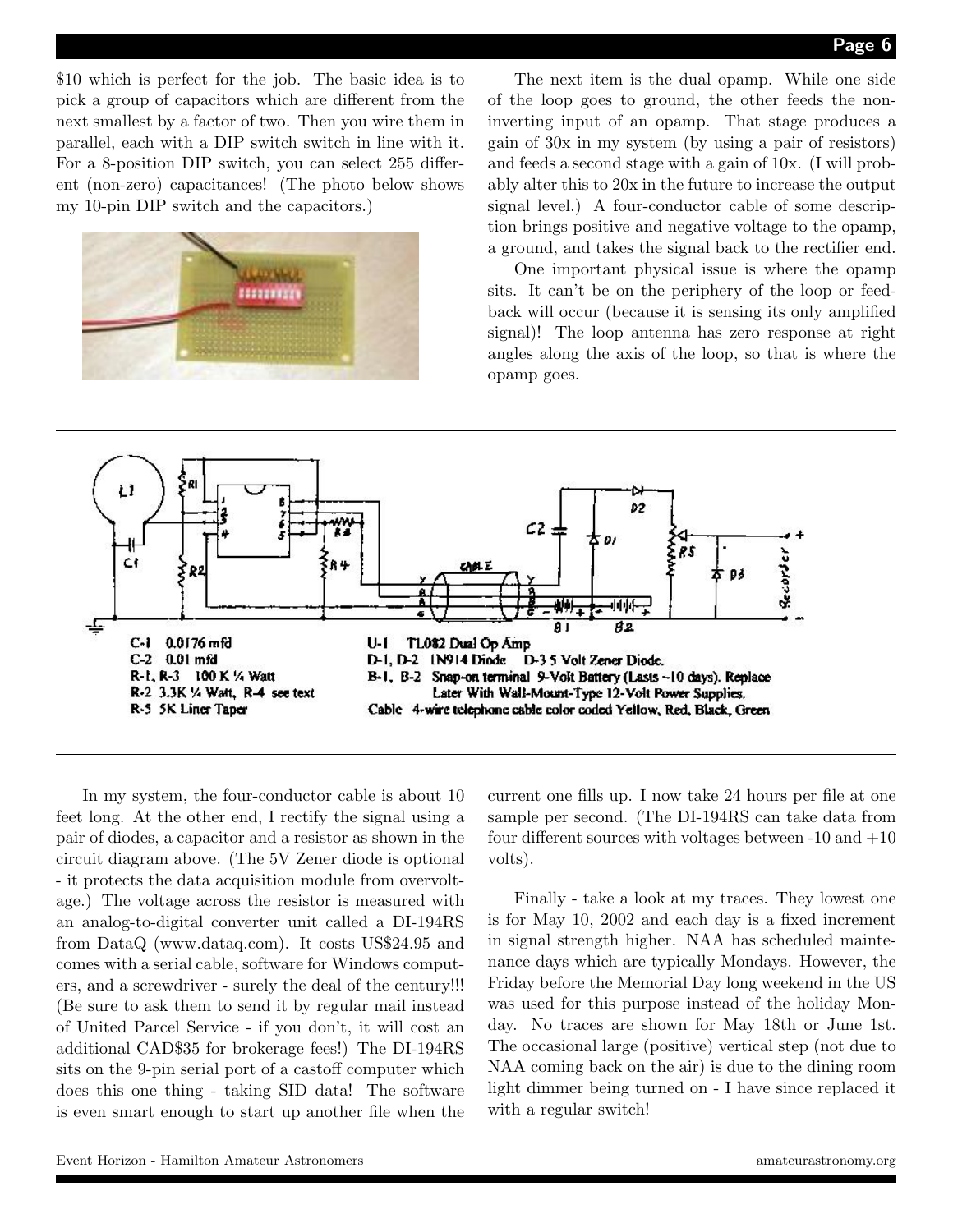$10 which is perfect for the job. The basic idea is to pick a group of capacitors which are different from the next smallest by a factor of two. Then you wire them in parallel, each with a DIP switch switch in line with it. For a 8-position DIP switch, you can select 255 different (non-zero) capacitances! (The photo below shows my 10-pin DIP switch and the capacitors.)

The next item is the dual opamp. While one side of the loop goes to ground, the other feeds the non-inverting input of an opamp. That stage produces a gain of 30x in my system (by using a pair of resistors) and feeds a second stage with a gain of 10x. (I will probably alter this to 20x in the future to increase the output signal level.) A four-conductor cable of some description brings positive and negative voltage to the opamp, a ground, and takes the signal back to the rectifier end.

One important physical issue is where the opamp sits. It can't be on the periphery of the loop or feedback will occur (because it is sensing its only amplified signal)! The loop antenna has zero response at right angles along the axis of the loop, so that is where the opamp goes.

C-1 0.0176 mfd
C-2 0.01 mfd
R-1, R-3 100 K ¼ Watt
R-2 3.3K ¼ Watt, R-4 see text
R-5 5K Liner Taper

U-1 TL082 Dual Op Amp
D-1, D-2 1N914 Diode D-3 5 Volt Zener Diode.
B-1, B-2 Snap-on terminal 9-Volt Battery (Lasts ~10 days). Replace Later With Wall-Mount-Type 12-Volt Power Supplies.
Cable 4-wire telephone cable color coded Yellow, Red, Black, Green

In my system, the four-conductor cable is about 10 feet long. At the other end, I rectify the signal using a pair of diodes, a capacitor and a resistor as shown in the circuit diagram above. (The 5V Zener diode is optional - it protects the data acquisition module from overvoltage.) The voltage across the resistor is measured with an analog-to-digital converter unit called a DI-194RS from DataQ (www.dataq.com). It costs US$24.95 and comes with a serial cable, software for Windows computers, and a screwdriver - surely the deal of the century!!! (Be sure to ask them to send it by regular mail instead of United Parcel Service - if you don't, it will cost an additional CAD$35 for brokerage fees!) The DI-194RS sits on the 9-pin serial port of a castoff computer which does this one thing - taking SID data! The software is even smart enough to start up another file when the current one fills up. I now take 24 hours per file at one sample per second. (The DI-194RS can take data from four different sources with voltages between -10 and +10 volts).

Finally - take a look at my traces. They lowest one is for May 10, 2002 and each day is a fixed increment in signal strength higher. NAA has scheduled maintenance days which are typically Mondays. However, the Friday before the Memorial Day long weekend in the US was used for this purpose instead of the holiday Monday. No traces are shown for May 18th or June 1st. The occasional large (positive) vertical step (not due to NAA coming back on the air) is due to the dining room light dimmer being turned on - I have since replaced it with a regular switch!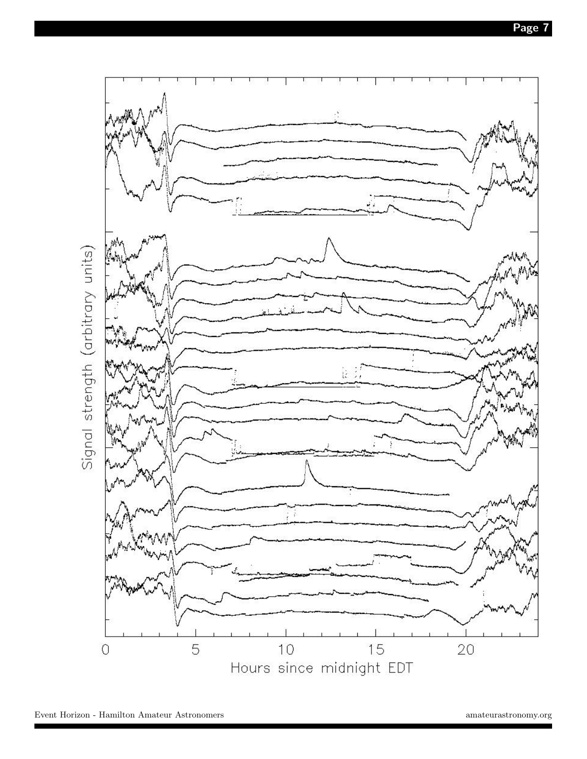Signal strength (arbitrary units)

0 5 10 15 20

Hours since midnight EDT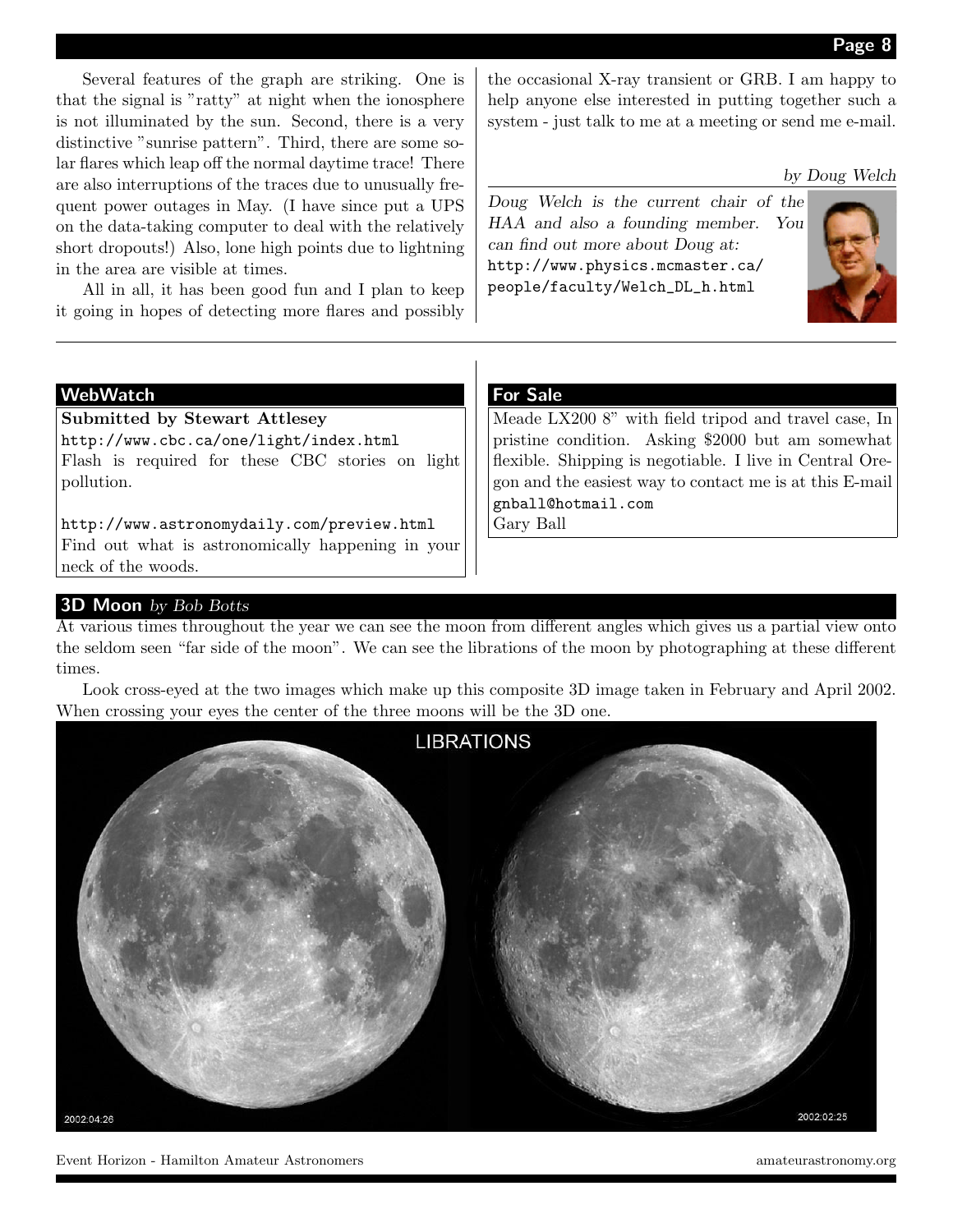Several features of the graph are striking. One is that the signal is "ratty" at night when the ionosphere is not illuminated by the sun. Second, there is a very distinctive "sunrise pattern". Third, there are some solar flares which leap off the normal daytime trace! There are also interruptions of the traces due to unusually frequent power outages in May. (I have since put a UPS on the data-taking computer to deal with the relatively short dropouts!) Also, lone high points due to lightning in the area are visible at times.

All in all, it has been good fun and I plan to keep it going in hopes of detecting more flares and possibly the occasional X-ray transient or GRB. I am happy to help anyone else interested in putting together such a system - just talk to me at a meeting or send me e-mail.

*by Doug Welch*

*Doug Welch is the current chair of the HAA and also a founding member. You can find out more about Doug at:* `http://www.physics.mcmaster.ca/people/faculty/Welch_DL_h.html`

## WebWatch

**Submitted by Stewart Attlesey**

`http://www.cbc.ca/one/light/index.html`
Flash is required for these CBC stories on light pollution.

`http://www.astronomydaily.com/preview.html`
Find out what is astronomically happening in your neck of the woods.

## For Sale

Meade LX200 8" with field tripod and travel case, In pristine condition. Asking $2000 but am somewhat flexible. Shipping is negotiable. I live in Central Oregon and the easiest way to contact me is at this E-mail `gnball@hotmail.com`
Gary Ball

## 3D Moon *by Bob Botts*

At various times throughout the year we can see the moon from different angles which gives us a partial view onto the seldom seen "far side of the moon". We can see the librations of the moon by photographing at these different times.

Look cross-eyed at the two images which make up this composite 3D image taken in February and April 2002. When crossing your eyes the center of the three moons will be the 3D one.

LIBRATIONS

2002:04:26 2002:02:25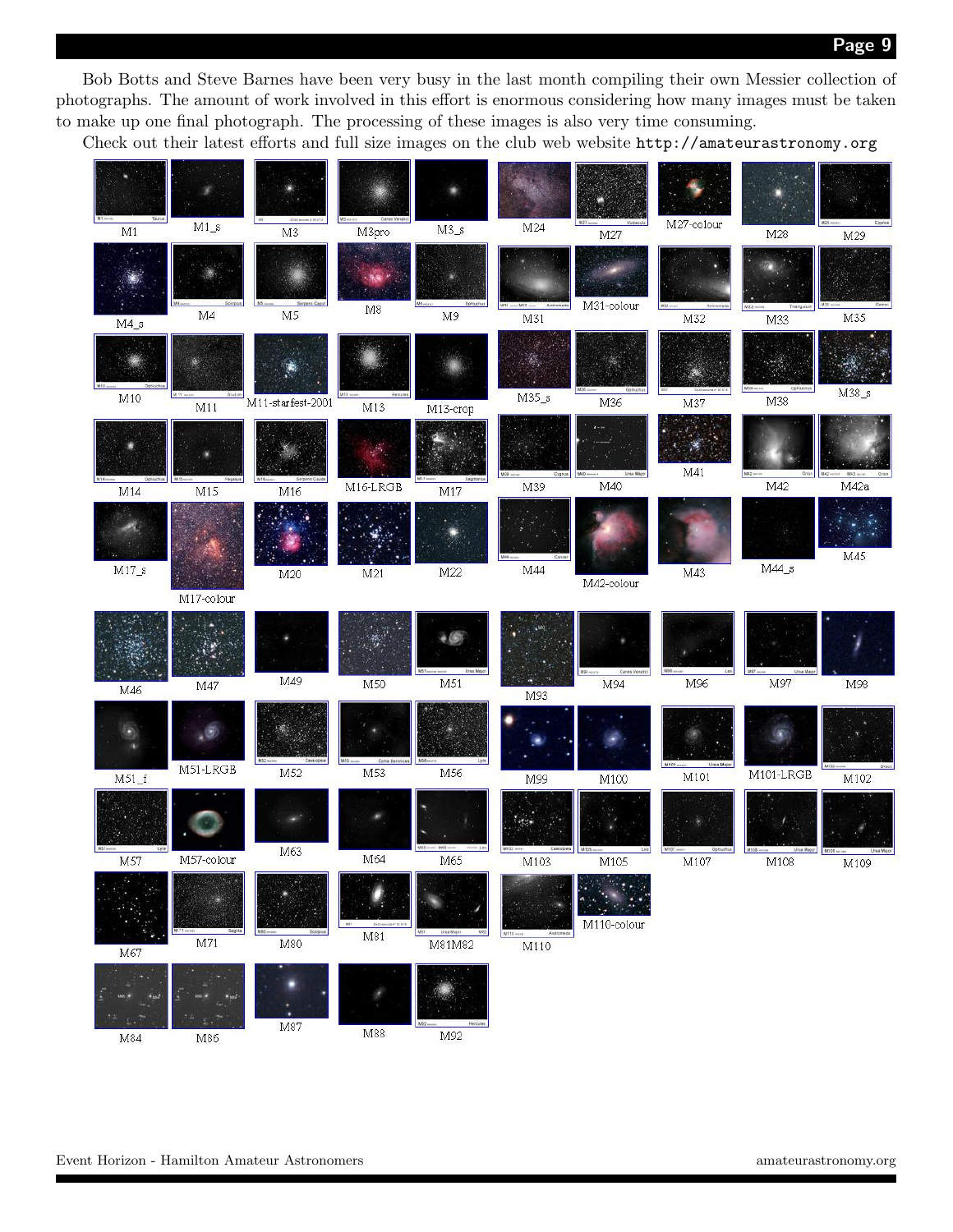Bob Botts and Steve Barnes have been very busy in the last month compiling their own Messier collection of photographs. The amount of work involved in this effort is enormous considering how many images must be taken to make up one final photograph. The processing of these images is also very time consuming.

Check out their latest efforts and full size images on the club web website `http://amateurastronomy.org`

M1, M1_s, M3, M3pro, M3_s
M4_s, M4, M5, M8, M9
M10, M11, M11-starfest-2001, M13, M13-crop
M14, M15, M16, M16-LRGB, M17
M17_s, M17-colour, M20, M21, M22

M24, M27, M27-colour, M28, M29
M31, M31-colour, M32, M33, M35
M35_s, M36, M37, M38, M38_s
M39, M40, M41, M42, M42a
M44, M42-colour, M43, M44_s, M45

M46, M47, M49, M50, M51
M51_f, M51-LRGB, M52, M53, M56
M57, M57-colour, M63, M64, M65
M67, M71, M80, M81, M81M82
M84, M86, M87, M88, M92

M93, M94, M96, M97, M98
M99, M100, M101, M101-LRGB, M102
M103, M105, M107, M108, M109
M110, M110-colour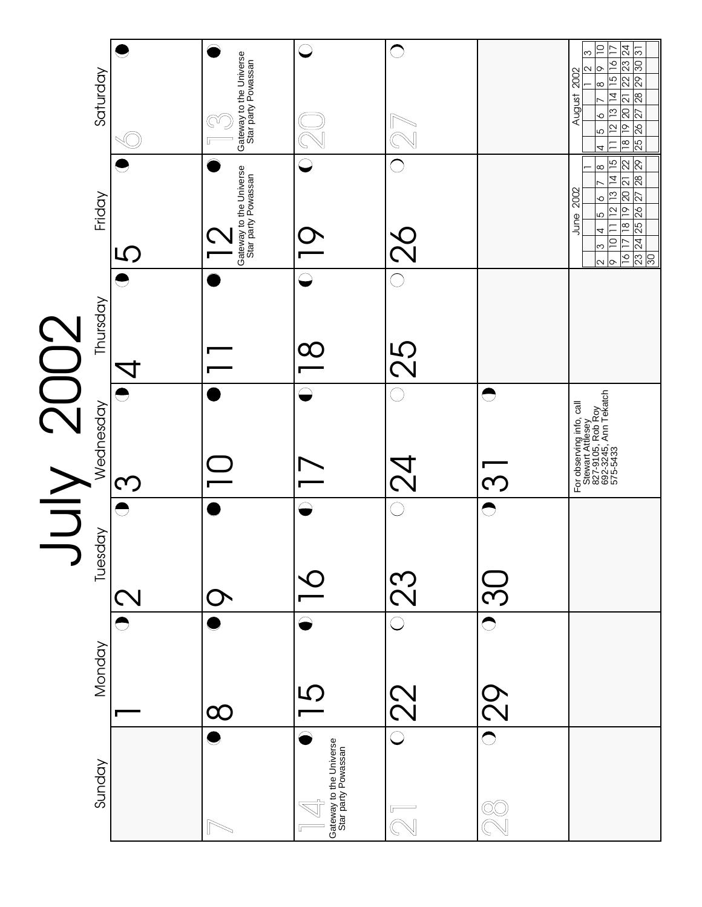# July 2002

| Sunday | Monday | Tuesday | Wednesday | Thursday | Friday | Saturday |
|---|---|---|---|---|---|---|
| | 1 | 2 | 3 | 4 | 5 | 6 |
| 7 | 8 | 9 | 10 | 11 | 12 Gateway to the Universe Star party Powassan | 13 Gateway to the Universe Star party Powassan |
| 14 Gateway to the Universe Star party Powassan | 15 | 16 | 17 | 18 | 19 | 20 |
| 21 | 22 | 23 | 24 | 25 | 26 | 27 |
| 28 | 29 | 30 | 31 | | | |
| | | | For observing info, call Stewart Attlesey 827-9105, Rob Roy 692-3245, Ann Tekatch 575-5433 | | June 2002 | August 2002 |

June 2002

| | | | | | | |
|---|---|---|---|---|---|---|
| | | | | | | 1 |
| 2 | 3 | 4 | 5 | 6 | 7 | 8 |
| 9 | 10 | 11 | 12 | 13 | 14 | 15 |
| 16 | 17 | 18 | 19 | 20 | 21 | 22 |
| 23 | 24 | 25 | 26 | 27 | 28 | 29 |
| 30 | | | | | | |

August 2002

| | | | | | | |
|---|---|---|---|---|---|---|
| | | | | 1 | 2 | 3 |
| 4 | 5 | 6 | 7 | 8 | 9 | 10 |
| 11 | 12 | 13 | 14 | 15 | 16 | 17 |
| 18 | 19 | 20 | 21 | 22 | 23 | 24 |
| 25 | 26 | 27 | 28 | 29 | 30 | 31 |